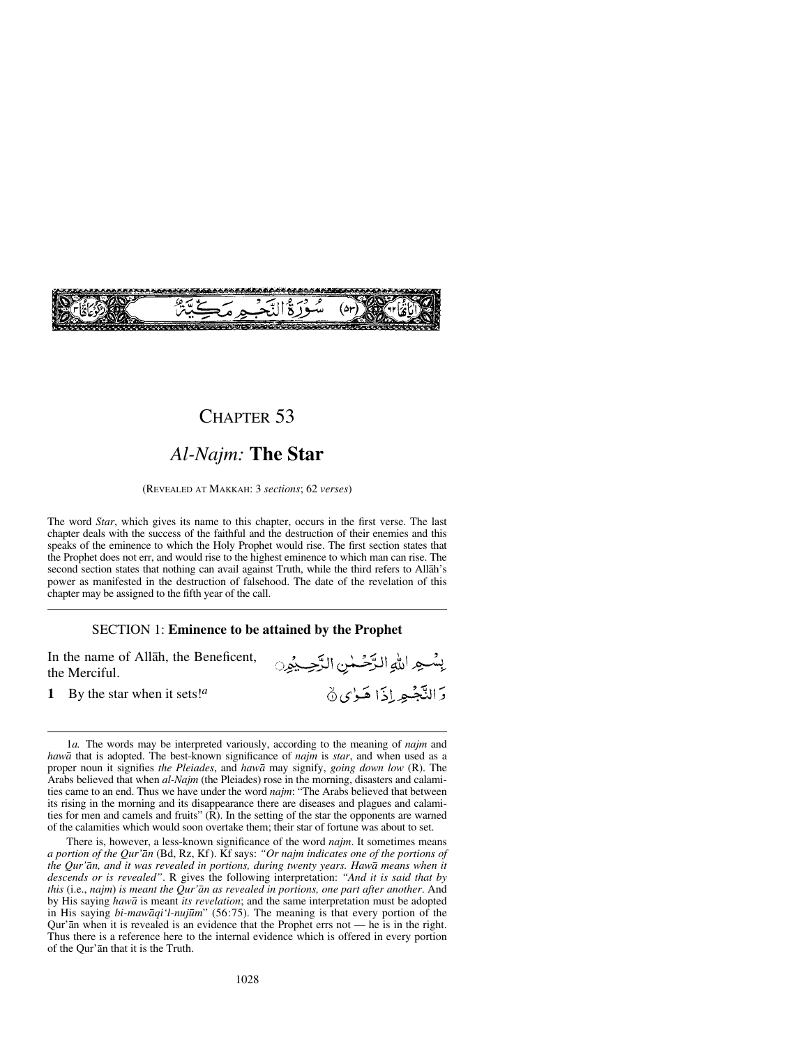سُورَةُ النَّجْمِ مَكِّيَّةٌ (٥٣)

# Chapter 53

## *Al-Najm:* **The Star**

(Revealed at Makkah: 3 *sections*; 62 *verses*)

The word *Star*, which gives its name to this chapter, occurs in the first verse. The last chapter deals with the success of the faithful and the destruction of their enemies and this speaks of the eminence to which the Holy Prophet would rise. The first section states that the Prophet does not err, and would rise to the highest eminence to which man can rise. The second section states that nothing can avail against Truth, while the third refers to Allāh's power as manifested in the destruction of falsehood. The date of the revelation of this chapter may be assigned to the fifth year of the call.

### SECTION 1: **Eminence to be attained by the Prophet**

In the name of Allāh, the Beneficent, the Merciful.

بِسْمِ اللّٰهِ الرَّحْمٰنِ الرَّحِيْمِ

**1** By the star when it sets![a]

وَ النَّجْمِ اِذَا هَوٰى ﴿۱﴾

---

1*a.* The words may be interpreted variously, according to the meaning of *najm* and *hawā* that is adopted. The best-known significance of *najm* is *star*, and when used as a proper noun it signifies *the Pleiades*, and *hawā* may signify, *going down low* (R). The Arabs believed that when *al-Najm* (the Pleiades) rose in the morning, disasters and calamities came to an end. Thus we have under the word *najm*: "The Arabs believed that between its rising in the morning and its disappearance there are diseases and plagues and calamities for men and camels and fruits" (R). In the setting of the star the opponents are warned of the calamities which would soon overtake them; their star of fortune was about to set.

There is, however, a less-known significance of the word *najm*. It sometimes means *a portion of the Qur'ān* (Bd, Rz, Kf). Kf says: *"Or najm indicates one of the portions of the Qur'ān, and it was revealed in portions, during twenty years. Hawā means when it descends or is revealed"*. R gives the following interpretation: *"And it is said that by this* (i.e., *najm*) *is meant the Qur'ān as revealed in portions, one part after another*. And by His saying *hawā* is meant *its revelation*; and the same interpretation must be adopted in His saying *bi-mawāqi'l-nujūm*" (56:75). The meaning is that every portion of the Qur'ān when it is revealed is an evidence that the Prophet errs not — he is in the right. Thus there is a reference here to the internal evidence which is offered in every portion of the Qur'ān that it is the Truth.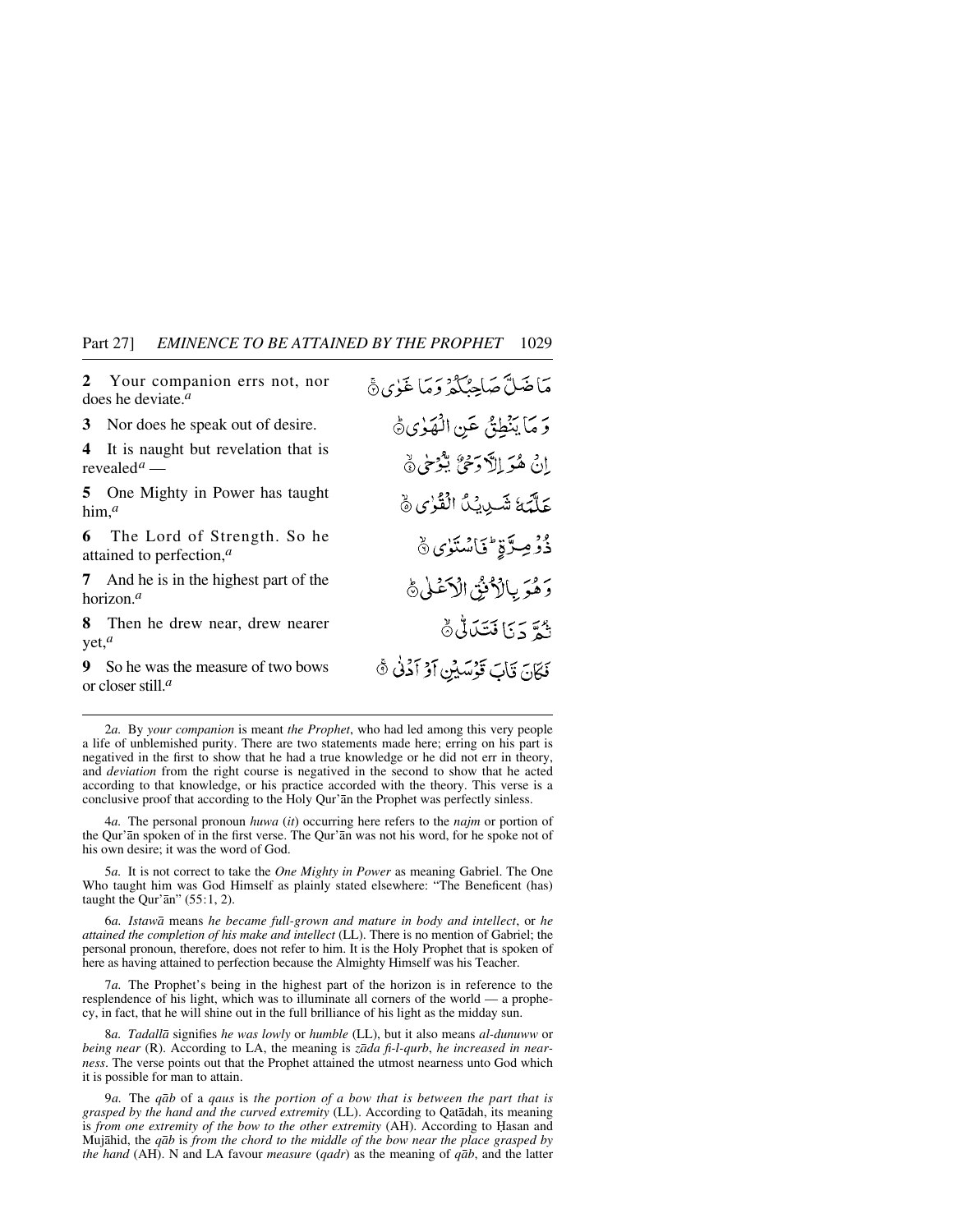**2** Your companion errs not, nor does he deviate.[a]

مَا ضَلَّ صَاحِبُكُمْ وَمَا غَوٰى ۝

**3** Nor does he speak out of desire.

وَمَا يَنْطِقُ عَنِ الْهَوٰى ۝

**4** It is naught but revelation that is revealed[a] —

اِنْ هُوَ اِلَّا وَحْيٌ يُّوْحٰى ۝

**5** One Mighty in Power has taught him,[a]

عَلَّمَهٗ شَدِيْدُ الْقُوٰى ۝

**6** The Lord of Strength. So he attained to perfection,[a]

ذُوْ مِرَّةٍ ۭ فَاسْتَوٰى ۝

**7** And he is in the highest part of the horizon.[a]

وَهُوَ بِالْاُفُقِ الْاَعْلٰى ۝

**8** Then he drew near, drew nearer yet,[a]

ثُمَّ دَنَا فَتَدَلّٰى ۝

**9** So he was the measure of two bows or closer still.[a]

فَكَانَ قَابَ قَوْسَيْنِ اَوْ اَدْنٰى ۝

---

2*a.* By *your companion* is meant *the Prophet*, who had led among this very people a life of unblemished purity. There are two statements made here; erring on his part is negatived in the first to show that he had a true knowledge or he did not err in theory, and *deviation* from the right course is negatived in the second to show that he acted according to that knowledge, or his practice accorded with the theory. This verse is a conclusive proof that according to the Holy Qur'ān the Prophet was perfectly sinless.

4*a.* The personal pronoun *huwa* (*it*) occurring here refers to the *najm* or portion of the Qur'ān spoken of in the first verse. The Qur'ān was not his word, for he spoke not of his own desire; it was the word of God.

5*a.* It is not correct to take the *One Mighty in Power* as meaning Gabriel. The One Who taught him was God Himself as plainly stated elsewhere: "The Beneficent (has) taught the Qur'ān" (55:1, 2).

6*a.* *Istawā* means *he became full-grown and mature in body and intellect*, or *he attained the completion of his make and intellect* (LL). There is no mention of Gabriel; the personal pronoun, therefore, does not refer to him. It is the Holy Prophet that is spoken of here as having attained to perfection because the Almighty Himself was his Teacher.

7*a.* The Prophet's being in the highest part of the horizon is in reference to the resplendence of his light, which was to illuminate all corners of the world — a prophecy, in fact, that he will shine out in the full brilliance of his light as the midday sun.

8*a.* *Tadallā* signifies *he was lowly* or *humble* (LL), but it also means *al-dunuww* or *being near* (R). According to LA, the meaning is *zāda fi-l-qurb*, *he increased in nearness*. The verse points out that the Prophet attained the utmost nearness unto God which it is possible for man to attain.

9*a.* The *qāb* of a *qaus* is *the portion of a bow that is between the part that is grasped by the hand and the curved extremity* (LL). According to Qatādah, its meaning is *from one extremity of the bow to the other extremity* (AH). According to Ḥasan and Mujāhid, the *qāb* is *from the chord to the middle of the bow near the place grasped by the hand* (AH). N and LA favour *measure* (*qadr*) as the meaning of *qāb*, and the latter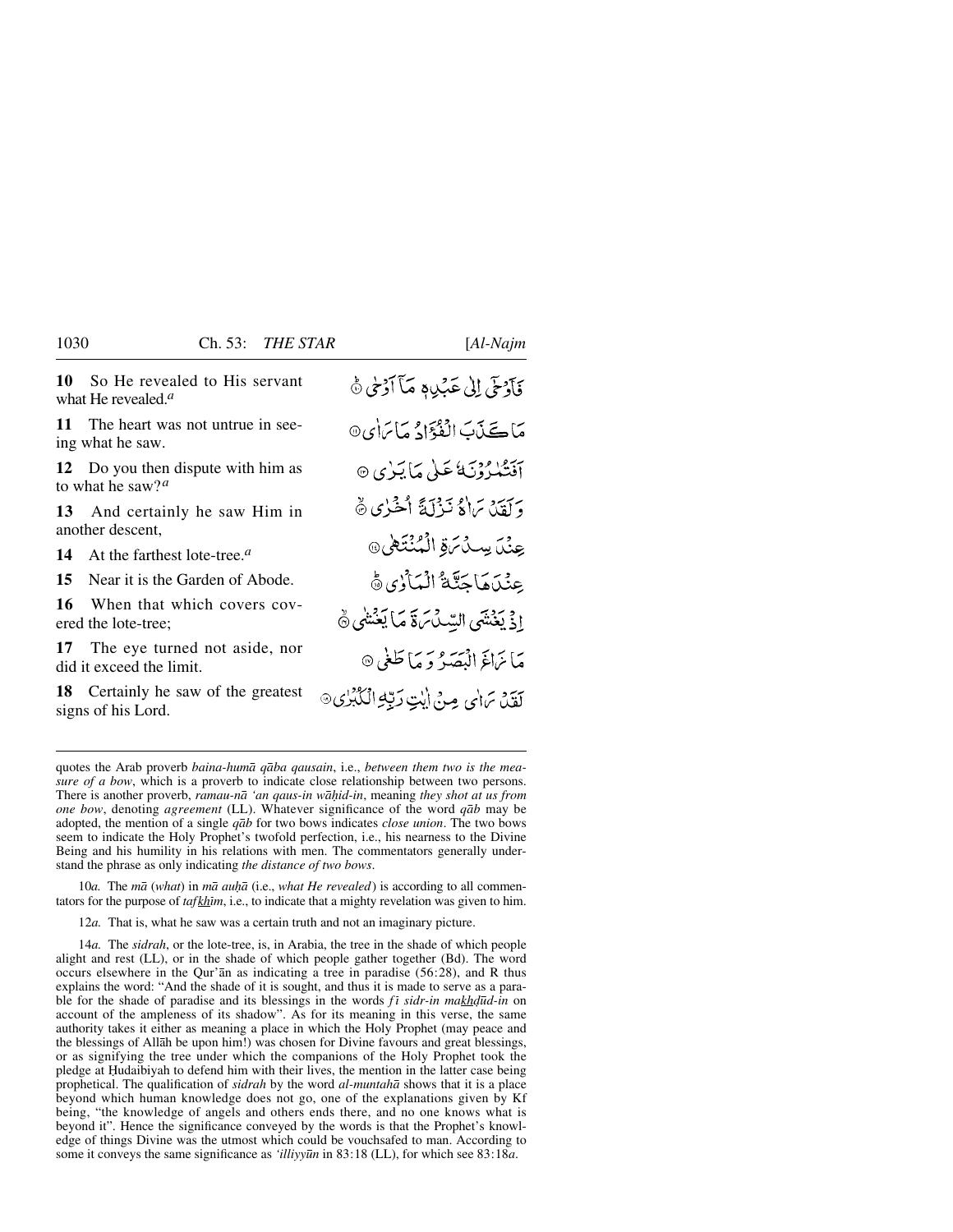**10** So He revealed to His servant what He revealed.[a]

فَأَوْحَىٰ إِلَىٰ عَبْدِهِ مَا أَوْحَىٰ ۞

**11** The heart was not untrue in seeing what he saw.

مَا كَذَبَ الْفُؤَادُ مَا رَأَىٰ ۞

**12** Do you then dispute with him as to what he saw?[a]

أَفَتُمَارُونَهُ عَلَىٰ مَا يَرَىٰ ۞

**13** And certainly he saw Him in another descent,

وَلَقَدْ رَآهُ نَزْلَةً أُخْرَىٰ ۞

**14** At the farthest lote-tree.[a]

عِندَ سِدْرَةِ الْمُنتَهَىٰ ۞

**15** Near it is the Garden of Abode.

عِندَهَا جَنَّةُ الْمَأْوَىٰ ۞

**16** When that which covers covered the lote-tree;

إِذْ يَغْشَى السِّدْرَةَ مَا يَغْشَىٰ ۞

**17** The eye turned not aside, nor did it exceed the limit.

مَا زَاغَ الْبَصَرُ وَمَا طَغَىٰ ۞

**18** Certainly he saw of the greatest signs of his Lord.

لَقَدْ رَأَىٰ مِنْ آيَاتِ رَبِّهِ الْكُبْرَىٰ ۞

---

quotes the Arab proverb *baina-humā qāba qausain*, i.e., *between them two is the measure of a bow*, which is a proverb to indicate close relationship between two persons. There is another proverb, *ramau-nā 'an qaus-in wāḥid-in*, meaning *they shot at us from one bow*, denoting *agreement* (LL). Whatever significance of the word *qāb* may be adopted, the mention of a single *qāb* for two bows indicates *close union*. The two bows seem to indicate the Holy Prophet's twofold perfection, i.e., his nearness to the Divine Being and his humility in his relations with men. The commentators generally understand the phrase as only indicating *the distance of two bows*.

10*a.* The *mā* (*what*) in *mā auḥā* (i.e., *what He revealed*) is according to all commentators for the purpose of *tafkhīm*, i.e., to indicate that a mighty revelation was given to him.

12*a.* That is, what he saw was a certain truth and not an imaginary picture.

14*a.* The *sidrah*, or the lote-tree, is, in Arabia, the tree in the shade of which people alight and rest (LL), or in the shade of which people gather together (Bd). The word occurs elsewhere in the Qur'ān as indicating a tree in paradise (56:28), and R thus explains the word: "And the shade of it is sought, and thus it is made to serve as a parable for the shade of paradise and its blessings in the words *fī sidr-in makhḍūd-in* on account of the ampleness of its shadow". As for its meaning in this verse, the same authority takes it either as meaning a place in which the Holy Prophet (may peace and the blessings of Allāh be upon him!) was chosen for Divine favours and great blessings, or as signifying the tree under which the companions of the Holy Prophet took the pledge at Ḥudaibiyah to defend him with their lives, the mention in the latter case being prophetical. The qualification of *sidrah* by the word *al-muntahā* shows that it is a place beyond which human knowledge does not go, one of the explanations given by Kf being, "the knowledge of angels and others ends there, and no one knows what is beyond it". Hence the significance conveyed by the words is that the Prophet's knowledge of things Divine was the utmost which could be vouchsafed to man. According to some it conveys the same significance as *'illiyyūn* in 83:18 (LL), for which see 83:18*a*.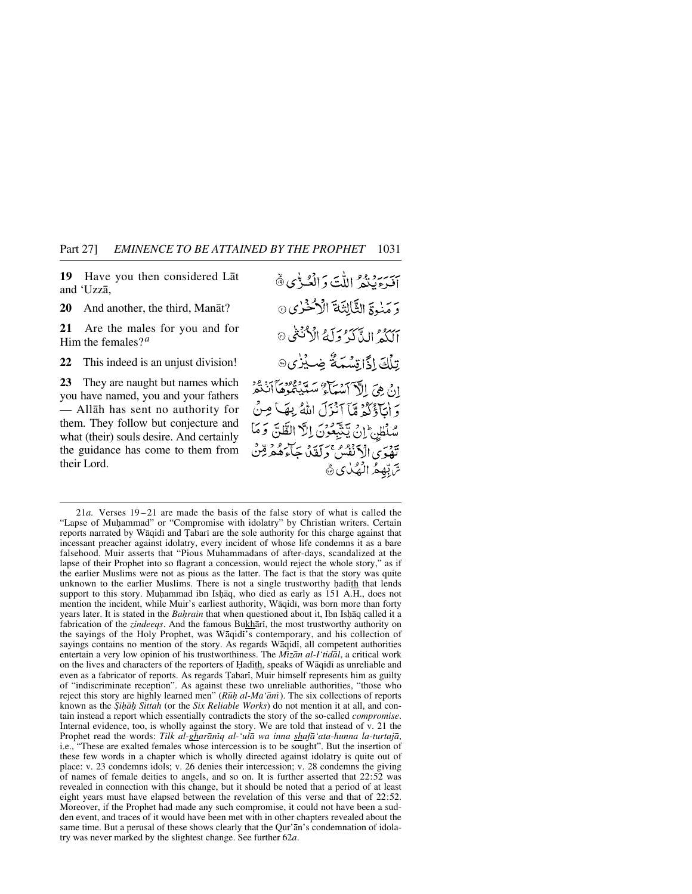**19** Have you then considered Lāt and 'Uzzā,

**20** And another, the third, Manāt?

**21** Are the males for you and for Him the females?[a]

**22** This indeed is an unjust division!

**23** They are naught but names which you have named, you and your fathers — Allāh has sent no authority for them. They follow but conjecture and what (their) souls desire. And certainly the guidance has come to them from their Lord.

أَفَرَءَيْتُمُ اللّٰتَ وَالْعُزّٰى ﴿١٩﴾

وَمَنٰوةَ الثَّالِثَةَ الْأُخْرٰى ﴿٢٠﴾

أَلَكُمُ الذَّكَرُ وَلَهُ الْأُنْثٰى ﴿٢١﴾

تِلْكَ إِذًا قِسْمَةٌ ضِيزٰى ﴿٢٢﴾

إِنْ هِيَ إِلَّا أَسْمَاءٌ سَمَّيْتُمُوهَا أَنْتُمْ وَآبَاؤُكُمْ مَا أَنْزَلَ اللّٰهُ بِهَا مِنْ سُلْطٰنٍ ۚ إِنْ يَتَّبِعُونَ إِلَّا الظَّنَّ وَمَا تَهْوَى الْأَنْفُسُ ۖ وَلَقَدْ جَاءَهُمْ مِنْ رَبِّهِمُ الْهُدٰى ﴿٢٣﴾

---

21*a.* Verses 19 – 21 are made the basis of the false story of what is called the "Lapse of Muḥammad" or "Compromise with idolatry" by Christian writers. Certain reports narrated by Wāqidī and Ṭabarī are the sole authority for this charge against that incessant preacher against idolatry, every incident of whose life condemns it as a bare falsehood. Muir asserts that "Pious Muhammadans of after-days, scandalized at the lapse of their Prophet into so flagrant a concession, would reject the whole story," as if the earlier Muslims were not as pious as the latter. The fact is that the story was quite unknown to the earlier Muslims. There is not a single trustworthy ḥadīth that lends support to this story. Muḥammad ibn Isḥāq, who died as early as 151 A.H., does not mention the incident, while Muir's earliest authority, Wāqidī, was born more than forty years later. It is stated in the *Baḥrain* that when questioned about it, Ibn Isḥāq called it a fabrication of the *zindeeqs*. And the famous Bukhārī, the most trustworthy authority on the sayings of the Holy Prophet, was Wāqidī's contemporary, and his collection of sayings contains no mention of the story. As regards Wāqidī, all competent authorities entertain a very low opinion of his trustworthiness. The *Mīzān al-I'tidāl*, a critical work on the lives and characters of the reporters of Ḥadīth, speaks of Wāqidī as unreliable and even as a fabricator of reports. As regards Ṭabarī, Muir himself represents him as guilty of "indiscriminate reception". As against these two unreliable authorities, "those who reject this story are highly learned men" (*Rūḥ al-Ma'ānī*). The six collections of reports known as the *Ṣiḥāḥ Sittah* (or the *Six Reliable Works*) do not mention it at all, and contain instead a report which essentially contradicts the story of the so-called *compromise*. Internal evidence, too, is wholly against the story. We are told that instead of v. 21 the Prophet read the words: *Tilk al-gharānīq al-'ulā wa inna shafā'ata-hunna la-turtajā*, i.e., "These are exalted females whose intercession is to be sought". But the insertion of these few words in a chapter which is wholly directed against idolatry is quite out of place: v. 23 condemns idols; v. 26 denies their intercession; v. 28 condemns the giving of names of female deities to angels, and so on. It is further asserted that 22:52 was revealed in connection with this change, but it should be noted that a period of at least eight years must have elapsed between the revelation of this verse and that of 22:52. Moreover, if the Prophet had made any such compromise, it could not have been a sudden event, and traces of it would have been met with in other chapters revealed about the same time. But a perusal of these shows clearly that the Qur'ān's condemnation of idolatry was never marked by the slightest change. See further 62*a*.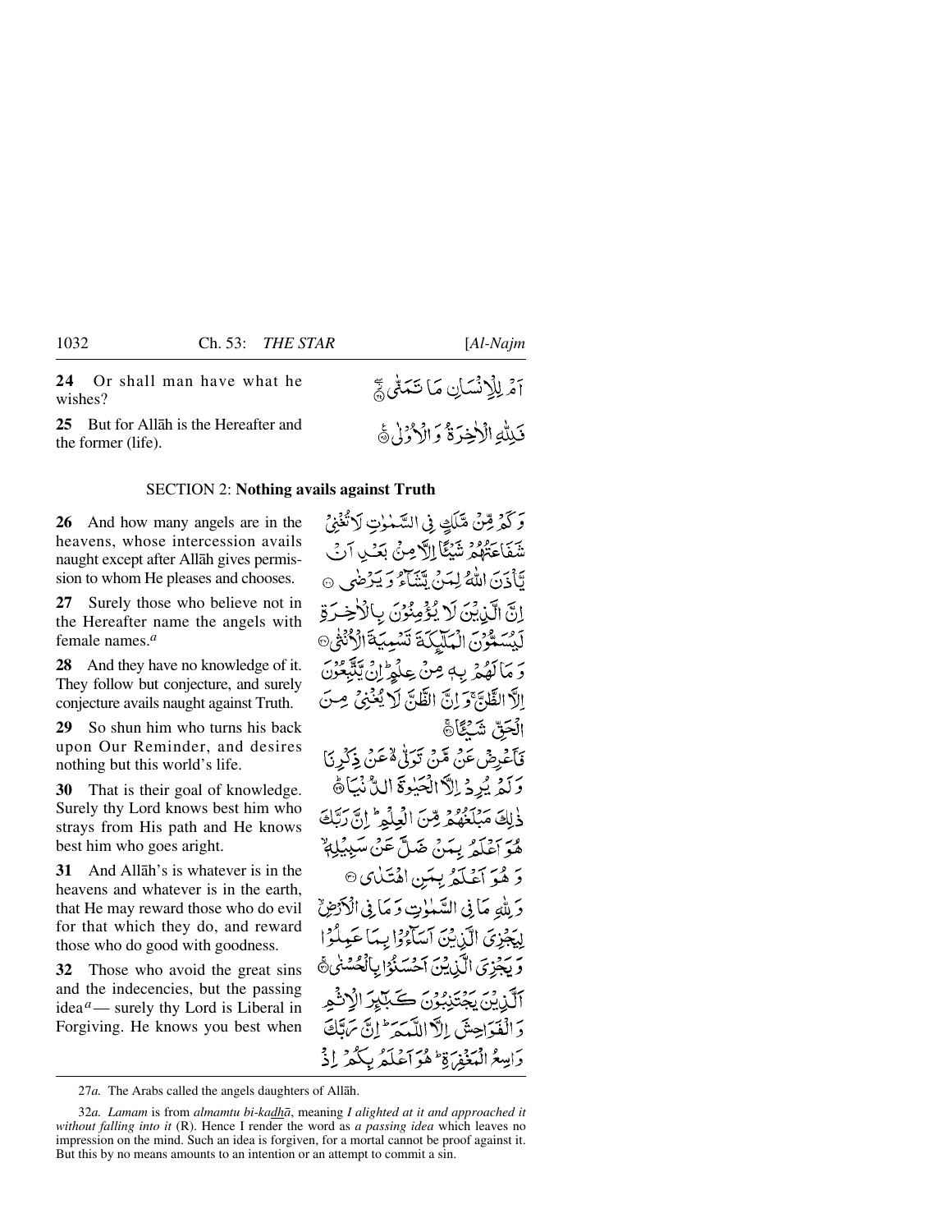**24** Or shall man have what he wishes?

أَمْ لِلْإِنسَانِ مَا تَمَنَّىٰ ۝٢٤

**25** But for Allāh is the Hereafter and the former (life).

فَلِلَّهِ الْآخِرَةُ وَالْأُولَىٰ ۝٢٥

## SECTION 2: **Nothing avails against Truth**

**26** And how many angels are in the heavens, whose intercession avails naught except after Allāh gives permission to whom He pleases and chooses.

وَكَم مِّن مَّلَكٍ فِي السَّمَاوَاتِ لَا تُغْنِي شَفَاعَتُهُمْ شَيْئًا إِلَّا مِن بَعْدِ أَن يَأْذَنَ اللَّهُ لِمَن يَشَاءُ وَيَرْضَىٰ ۝٢٦

**27** Surely those who believe not in the Hereafter name the angels with female names.[a]

إِنَّ الَّذِينَ لَا يُؤْمِنُونَ بِالْآخِرَةِ لَيُسَمُّونَ الْمَلَائِكَةَ تَسْمِيَةَ الْأُنثَىٰ ۝٢٧

**28** And they have no knowledge of it. They follow but conjecture, and surely conjecture avails naught against Truth.

وَمَا لَهُم بِهِ مِنْ عِلْمٍ ۖ إِن يَتَّبِعُونَ إِلَّا الظَّنَّ ۖ وَإِنَّ الظَّنَّ لَا يُغْنِي مِنَ الْحَقِّ شَيْئًا ۝٢٨

**29** So shun him who turns his back upon Our Reminder, and desires nothing but this world's life.

فَأَعْرِضْ عَن مَّن تَوَلَّىٰ عَن ذِكْرِنَا وَلَمْ يُرِدْ إِلَّا الْحَيَاةَ الدُّنْيَا ۝٢٩

**30** That is their goal of knowledge. Surely thy Lord knows best him who strays from His path and He knows best him who goes aright.

ذَٰلِكَ مَبْلَغُهُم مِّنَ الْعِلْمِ ۚ إِنَّ رَبَّكَ هُوَ أَعْلَمُ بِمَن ضَلَّ عَن سَبِيلِهِ وَهُوَ أَعْلَمُ بِمَنِ اهْتَدَىٰ ۝٣٠

**31** And Allāh's is whatever is in the heavens and whatever is in the earth, that He may reward those who do evil for that which they do, and reward those who do good with goodness.

وَلِلَّهِ مَا فِي السَّمَاوَاتِ وَمَا فِي الْأَرْضِ لِيَجْزِيَ الَّذِينَ أَسَاءُوا بِمَا عَمِلُوا وَيَجْزِيَ الَّذِينَ أَحْسَنُوا بِالْحُسْنَى ۝٣١

**32** Those who avoid the great sins and the indecencies, but the passing idea[a] — surely thy Lord is Liberal in Forgiving. He knows you best when

الَّذِينَ يَجْتَنِبُونَ كَبَائِرَ الْإِثْمِ وَالْفَوَاحِشَ إِلَّا اللَّمَمَ ۚ إِنَّ رَبَّكَ وَاسِعُ الْمَغْفِرَةِ ۚ هُوَ أَعْلَمُ بِكُمْ إِذْ

---

27*a.* The Arabs called the angels daughters of Allāh.

32*a.* *Lamam* is from *almamtu bi-kadhā*, meaning *I alighted at it and approached it without falling into it* (R). Hence I render the word as *a passing idea* which leaves no impression on the mind. Such an idea is forgiven, for a mortal cannot be proof against it. But this by no means amounts to an intention or an attempt to commit a sin.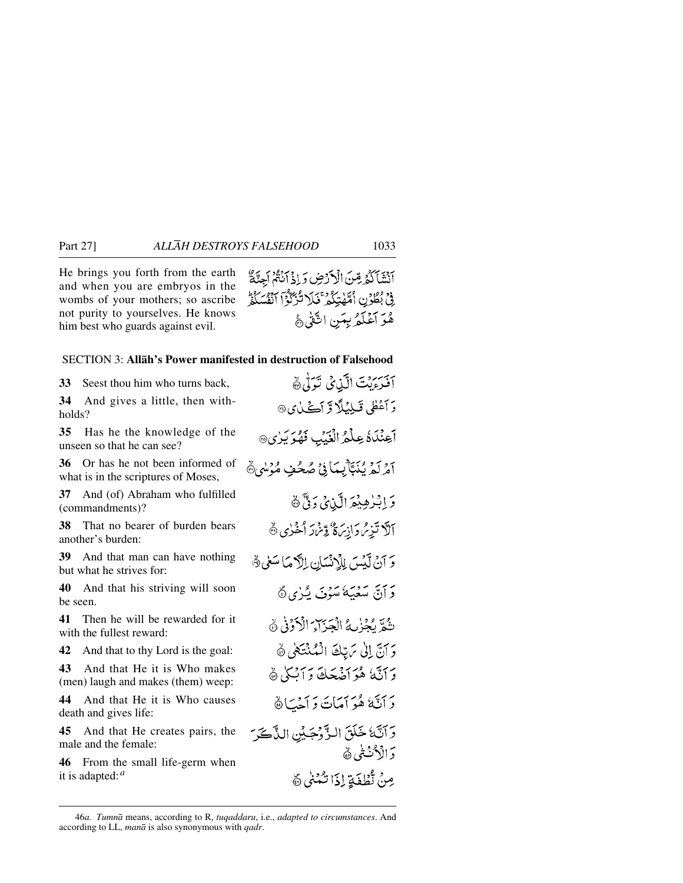He brings you forth from the earth and when you are embryos in the wombs of your mothers; so ascribe not purity to yourselves. He knows him best who guards against evil.

اَنْشَاَكُمْ مِّنَ الْاَرْضِ وَ اِذْ اَنْتُمْ اَجِنَّةٌ فِيْ بُطُوْنِ اُمَّهٰتِكُمْ ۚ فَلَا تُزَكُّوْٓا اَنْفُسَكُمْ ؕ هُوَ اَعْلَمُ بِمَنِ اتَّقٰى ﴿۳۲﴾

## SECTION 3: **Allāh's Power manifested in destruction of Falsehood**

**33** Seest thou him who turns back,

اَفَرَءَيْتَ الَّذِيْ تَوَلّٰى ﴿۳۳﴾

**34** And gives a little, then withholds?

وَ اَعْطٰى قَلِيْلًا وَّ اَكْدٰى ﴿۳۴﴾

**35** Has he the knowledge of the unseen so that he can see?

اَعِنْدَهٗ عِلْمُ الْغَيْبِ فَهُوَ يَرٰى ﴿۳۵﴾

**36** Or has he not been informed of what is in the scriptures of Moses,

اَمْ لَمْ يُنَبَّاْ بِمَا فِيْ صُحُفِ مُوْسٰى ﴿۳۶﴾

**37** And (of) Abraham who fulfilled (commandments)?

وَ اِبْرٰهِيْمَ الَّذِيْ وَفّٰۤى ﴿۳۷﴾

**38** That no bearer of burden bears another's burden:

اَلَّا تَزِرُ وَازِرَةٌ وِّزْرَ اُخْرٰى ﴿۳۸﴾

**39** And that man can have nothing but what he strives for:

وَ اَنْ لَّيْسَ لِلْاِنْسَانِ اِلَّا مَا سَعٰى ﴿۳۹﴾

**40** And that his striving will soon be seen.

وَ اَنَّ سَعْيَهٗ سَوْفَ يُرٰى ﴿۴۰﴾

**41** Then he will be rewarded for it with the fullest reward:

ثُمَّ يُجْزٰىهُ الْجَزَآءَ الْاَوْفٰى ﴿۴۱﴾

**42** And that to thy Lord is the goal:

وَ اَنَّ اِلٰى رَبِّكَ الْمُنْتَهٰى ﴿۴۲﴾

**43** And that He it is Who makes (men) laugh and makes (them) weep:

وَ اَنَّهٗ هُوَ اَضْحَكَ وَ اَبْكٰى ﴿۴۳﴾

**44** And that He it is Who causes death and gives life:

وَ اَنَّهٗ هُوَ اَمَاتَ وَ اَحْيَا ﴿۴۴﴾

**45** And that He creates pairs, the male and the female:

وَ اَنَّهٗ خَلَقَ الزَّوْجَيْنِ الذَّكَرَ وَ الْاُنْثٰى ﴿۴۵﴾

**46** From the small life-germ when it is adapted:[a]

مِنْ نُّطْفَةٍ اِذَا تُمْنٰى ﴿۴۶﴾

---

46*a. Tumnā* means, according to R, *tuqaddaru*, i.e., *adapted to circumstances*. And according to LL, *manā* is also synonymous with *qadr*.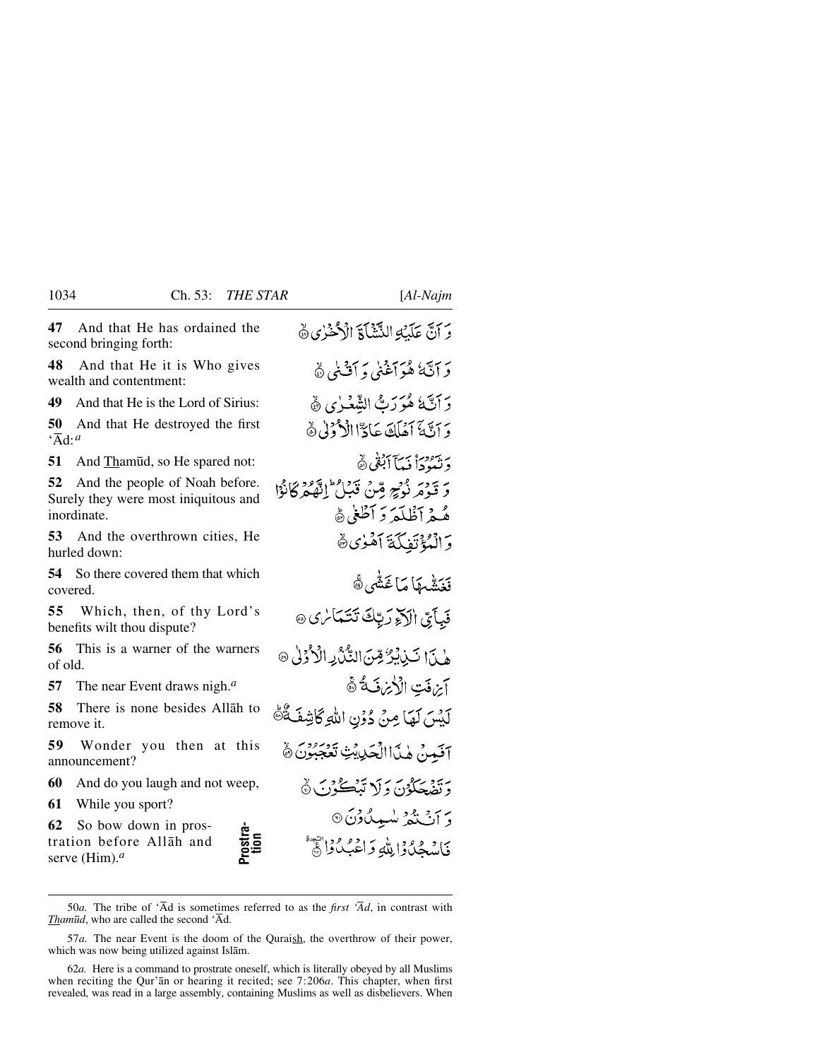**47** And that He has ordained the second bringing forth:

وَ اَنَّ عَلَيْهِ النَّشْاَةَ الْاُخْرٰى ۙ﴿۴۷﴾

**48** And that He it is Who gives wealth and contentment:

وَ اَنَّهٗ هُوَ اَغْنٰى وَ اَقْنٰى ۙ﴿۴۸﴾

**49** And that He is the Lord of Sirius:

وَ اَنَّهٗ هُوَ رَبُّ الشِّعْرٰى ۙ﴿۴۹﴾

**50** And that He destroyed the first 'Ād:[a]

وَ اَنَّهٗۤ اَهْلَكَ عَادَا ۨ الْاُوْلٰى ۙ﴿۵۰﴾

**51** And Thamūd, so He spared not:

وَ ثَمُوْدَا۠ فَمَاۤ اَبْقٰى ۙ﴿۵۱﴾

**52** And the people of Noah before. Surely they were most iniquitous and inordinate.

وَ قَوْمَ نُوْحٍ مِّنْ قَبْلُ ؕ اِنَّهُمْ كَانُوْا هُمْ اَظْلَمَ وَ اَطْغٰى ؕ﴿۵۲﴾

**53** And the overthrown cities, He hurled down:

وَ الْمُؤْتَفِكَةَ اَهْوٰى ۙ﴿۵۳﴾

**54** So there covered them that which covered.

فَغَشّٰىهَا مَا غَشّٰى ۚ﴿۵۴﴾

**55** Which, then, of thy Lord's benefits wilt thou dispute?

فَبِاَیِّ اٰلَآءِ رَبِّكَ تَتَمَارٰى ﴿۵۵﴾

**56** This is a warner of the warners of old.

هٰذَا نَذِیْرٌ مِّنَ النُّذُرِ الْاُوْلٰى ﴿۵۶﴾

**57** The near Event draws nigh.[a]

اَزِفَتِ الْاٰزِفَةُ ۚ﴿۵۷﴾

**58** There is none besides Allāh to remove it.

لَیْسَ لَهَا مِنْ دُوْنِ اللّٰهِ كَاشِفَةٌ ؕ﴿۵۸﴾

**59** Wonder you then at this announcement?

اَفَمِنْ هٰذَا الْحَدِیْثِ تَعْجَبُوْنَ ۙ﴿۵۹﴾

**60** And do you laugh and not weep,

وَ تَضْحَكُوْنَ وَ لَا تَبْكُوْنَ ۙ﴿۶۰﴾

**61** While you sport?

وَ اَنْتُمْ سٰمِدُوْنَ ﴿۶۱﴾

**62** So bow down in prostration before Allāh and serve (Him).[a] *Prostration*

فَاسْجُدُوْا لِلّٰهِ وَ اعْبُدُوْا ۠ ۩﴿۶۲﴾

---

50*a.* The tribe of 'Ād is sometimes referred to as the *first 'Ād*, in contrast with *Thamūd*, who are called the second 'Ād.

57*a.* The near Event is the doom of the Quraish, the overthrow of their power, which was now being utilized against Islām.

62*a.* Here is a command to prostrate oneself, which is literally obeyed by all Muslims when reciting the Qur'ān or hearing it recited; see 7:206*a*. This chapter, when first revealed, was read in a large assembly, containing Muslims as well as disbelievers. When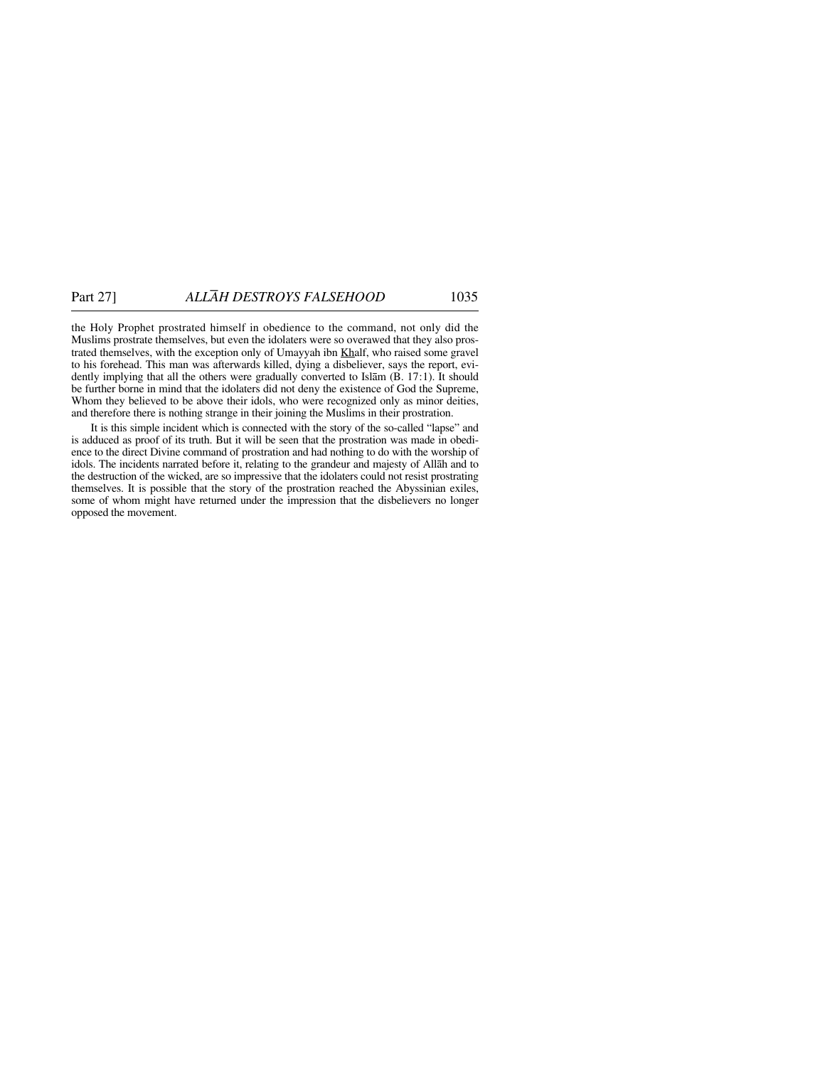the Holy Prophet prostrated himself in obedience to the command, not only did the Muslims prostrate themselves, but even the idolaters were so overawed that they also prostrated themselves, with the exception only of Umayyah ibn Khalf, who raised some gravel to his forehead. This man was afterwards killed, dying a disbeliever, says the report, evidently implying that all the others were gradually converted to Islām (B. 17:1). It should be further borne in mind that the idolaters did not deny the existence of God the Supreme, Whom they believed to be above their idols, who were recognized only as minor deities, and therefore there is nothing strange in their joining the Muslims in their prostration.

It is this simple incident which is connected with the story of the so-called "lapse" and is adduced as proof of its truth. But it will be seen that the prostration was made in obedience to the direct Divine command of prostration and had nothing to do with the worship of idols. The incidents narrated before it, relating to the grandeur and majesty of Allāh and to the destruction of the wicked, are so impressive that the idolaters could not resist prostrating themselves. It is possible that the story of the prostration reached the Abyssinian exiles, some of whom might have returned under the impression that the disbelievers no longer opposed the movement.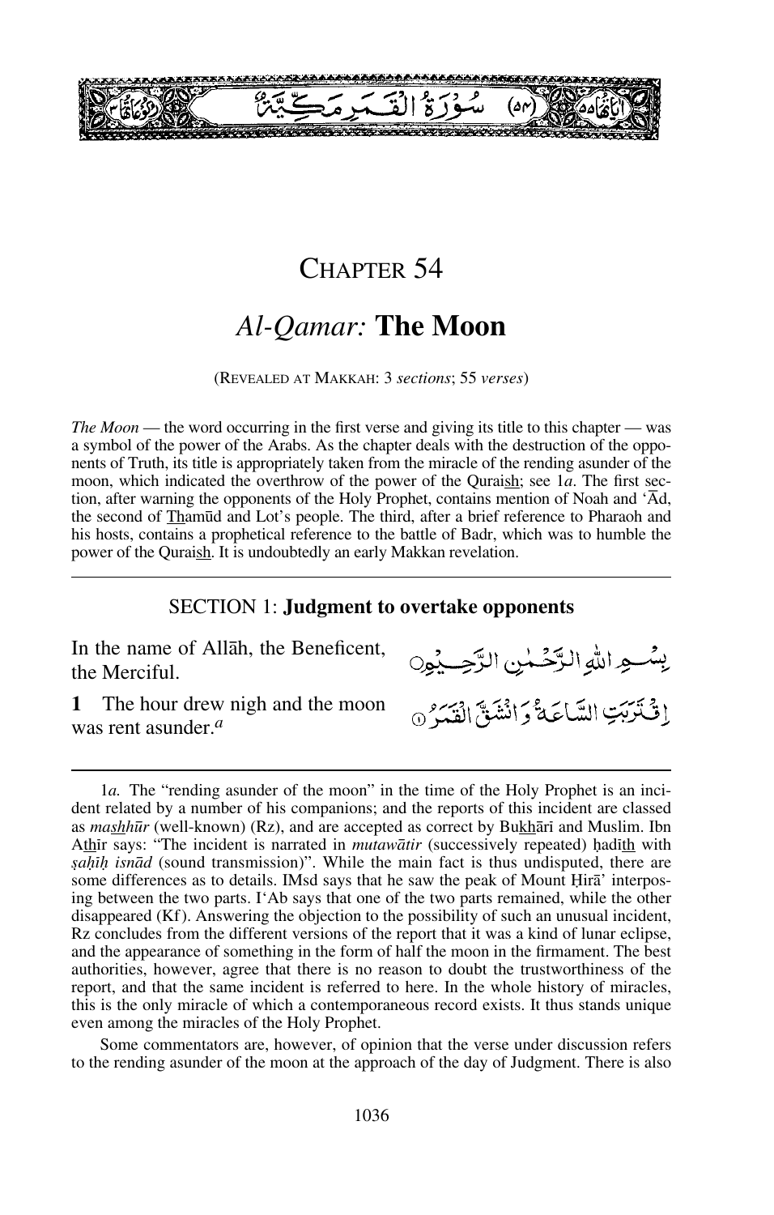سُوْرَةُ الْقَمَرِ مَكِّيَّةٌ

# CHAPTER 54

## *Al-Qamar:* The Moon

(REVEALED AT MAKKAH: 3 *sections*; 55 *verses*)

*The Moon* — the word occurring in the first verse and giving its title to this chapter — was a symbol of the power of the Arabs. As the chapter deals with the destruction of the opponents of Truth, its title is appropriately taken from the miracle of the rending asunder of the moon, which indicated the overthrow of the power of the Quraish; see 1*a*. The first section, after warning the opponents of the Holy Prophet, contains mention of Noah and 'Ād, the second of Thamūd and Lot's people. The third, after a brief reference to Pharaoh and his hosts, contains a prophetical reference to the battle of Badr, which was to humble the power of the Quraish. It is undoubtedly an early Makkan revelation.

### SECTION 1: **Judgment to overtake opponents**

In the name of Allāh, the Beneficent, the Merciful.

بِسْمِ اللّٰهِ الرَّحْمٰنِ الرَّحِيْمِ

**1** The hour drew nigh and the moon was rent asunder.[a]

اِقْتَرَبَتِ السَّاعَةُ وَانْشَقَّ الْقَمَرُ ①

---

1*a.* The "rending asunder of the moon" in the time of the Holy Prophet is an incident related by a number of his companions; and the reports of this incident are classed as *mashhūr* (well-known) (Rz), and are accepted as correct by Bukhārī and Muslim. Ibn Athīr says: "The incident is narrated in *mutawātir* (successively repeated) ḥadīth with *ṣaḥīḥ isnād* (sound transmission)". While the main fact is thus undisputed, there are some differences as to details. IMsd says that he saw the peak of Mount Ḥirā' interposing between the two parts. I'Ab says that one of the two parts remained, while the other disappeared (Kf). Answering the objection to the possibility of such an unusual incident, Rz concludes from the different versions of the report that it was a kind of lunar eclipse, and the appearance of something in the form of half the moon in the firmament. The best authorities, however, agree that there is no reason to doubt the trustworthiness of the report, and that the same incident is referred to here. In the whole history of miracles, this is the only miracle of which a contemporaneous record exists. It thus stands unique even among the miracles of the Holy Prophet.

Some commentators are, however, of opinion that the verse under discussion refers to the rending asunder of the moon at the approach of the day of Judgment. There is also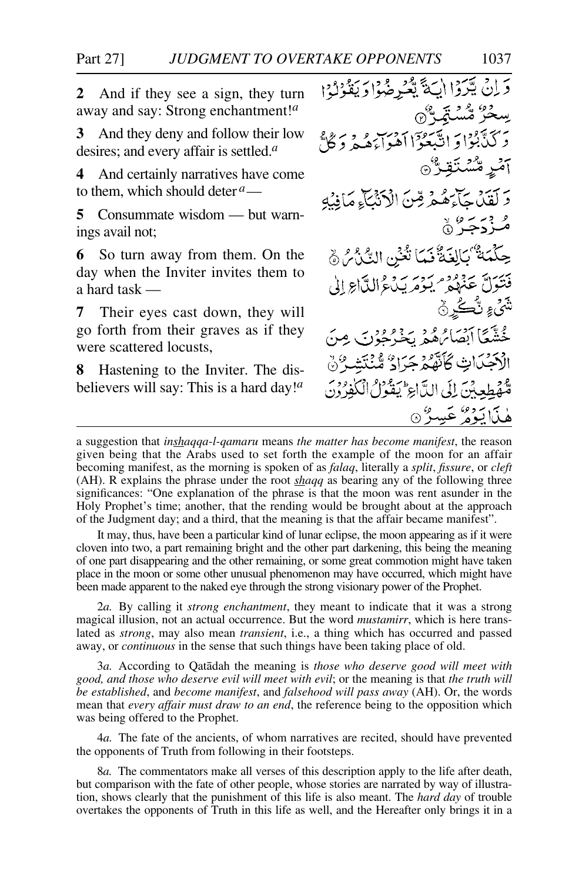**2** And if they see a sign, they turn away and say: Strong enchantment![a]

**3** And they deny and follow their low desires; and every affair is settled.[a]

**4** And certainly narratives have come to them, which should deter[a] —

**5** Consummate wisdom — but warnings avail not;

**6** So turn away from them. On the day when the Inviter invites them to a hard task —

**7** Their eyes cast down, they will go forth from their graves as if they were scattered locusts,

**8** Hastening to the Inviter. The disbelievers will say: This is a hard day![a]

وَ اِنۡ یَّرَوۡا اٰیَۃً یُّعۡرِضُوۡا وَ یَقُوۡلُوۡا سِحۡرٌ مُّسۡتَمِرٌّ ۝۲

وَ کَذَّبُوۡا وَ اتَّبَعُوۡۤا اَہۡوَآءَہُمۡ وَ کُلُّ اَمۡرٍ مُّسۡتَقِرٌّ ۝۳

وَ لَقَدۡ جَآءَہُمۡ مِّنَ الۡاَنۡۢبَآءِ مَا فِیۡہِ مُزۡدَجَرٌ ۝۴

حِکۡمَۃٌۢ بَالِغَۃٌ فَمَا تُغۡنِ النُّذُرُ ۝۵

فَتَوَلَّ عَنۡہُمۡ ۘ یَوۡمَ یَدۡعُ الدَّاعِ اِلٰی شَیۡءٍ نُّکُرٍ ۝۶

خُشَّعًا اَبۡصَارُہُمۡ یَخۡرُجُوۡنَ مِنَ الۡاَجۡدَاثِ کَاَنَّہُمۡ جَرَادٌ مُّنۡتَشِرٌ ۝۷

مُّہۡطِعِیۡنَ اِلَی الدَّاعِ ؕ یَقُوۡلُ الۡکٰفِرُوۡنَ ہٰذَا یَوۡمٌ عَسِرٌ ۝۸

---

a suggestion that *inshaqqa-l-qamaru* means *the matter has become manifest*, the reason given being that the Arabs used to set forth the example of the moon for an affair becoming manifest, as the morning is spoken of as *falaq*, literally a *split*, *fissure*, or *cleft* (AH). R explains the phrase under the root *shaqq* as bearing any of the following three significances: "One explanation of the phrase is that the moon was rent asunder in the Holy Prophet's time; another, that the rending would be brought about at the approach of the Judgment day; and a third, that the meaning is that the affair became manifest".

It may, thus, have been a particular kind of lunar eclipse, the moon appearing as if it were cloven into two, a part remaining bright and the other part darkening, this being the meaning of one part disappearing and the other remaining, or some great commotion might have taken place in the moon or some other unusual phenomenon may have occurred, which might have been made apparent to the naked eye through the strong visionary power of the Prophet.

2*a.* By calling it *strong enchantment*, they meant to indicate that it was a strong magical illusion, not an actual occurrence. But the word *mustamirr*, which is here translated as *strong*, may also mean *transient*, i.e., a thing which has occurred and passed away, or *continuous* in the sense that such things have been taking place of old.

3*a.* According to Qatādah the meaning is *those who deserve good will meet with good, and those who deserve evil will meet with evil*; or the meaning is that *the truth will be established*, and *become manifest*, and *falsehood will pass away* (AH). Or, the words mean that *every affair must draw to an end*, the reference being to the opposition which was being offered to the Prophet.

4*a.* The fate of the ancients, of whom narratives are recited, should have prevented the opponents of Truth from following in their footsteps.

8*a.* The commentators make all verses of this description apply to the life after death, but comparison with the fate of other people, whose stories are narrated by way of illustration, shows clearly that the punishment of this life is also meant. The *hard day* of trouble overtakes the opponents of Truth in this life as well, and the Hereafter only brings it in a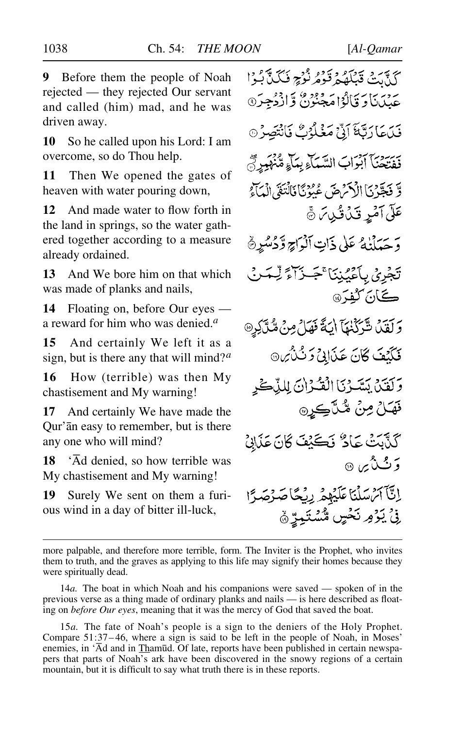**9** Before them the people of Noah rejected — they rejected Our servant and called (him) mad, and he was driven away.

**10** So he called upon his Lord: I am overcome, so do Thou help.

**11** Then We opened the gates of heaven with water pouring down,

**12** And made water to flow forth in the land in springs, so the water gathered together according to a measure already ordained.

**13** And We bore him on that which was made of planks and nails,

**14** Floating on, before Our eyes — a reward for him who was denied.[a]

**15** And certainly We left it as a sign, but is there any that will mind?[a]

**16** How (terrible) was then My chastisement and My warning!

**17** And certainly We have made the Qur'ān easy to remember, but is there any one who will mind?

**18** 'Ād denied, so how terrible was My chastisement and My warning!

**19** Surely We sent on them a furious wind in a day of bitter ill-luck,

كَذَّبَتْ قَبْلَهُمْ قَوْمُ نُوحٍ فَكَذَّبُوا عَبْدَنَا وَقَالُوا مَجْنُونٌ وَازْدُجِرَ ﴿٩﴾

فَدَعَا رَبَّهُ أَنِّي مَغْلُوبٌ فَانْتَصِرْ ﴿١٠﴾

فَفَتَحْنَا أَبْوَابَ السَّمَاءِ بِمَاءٍ مُنْهَمِرٍ ﴿١١﴾

وَفَجَّرْنَا الْأَرْضَ عُيُونًا فَالْتَقَى الْمَاءُ عَلَىٰ أَمْرٍ قَدْ قُدِرَ ﴿١٢﴾

وَحَمَلْنَاهُ عَلَىٰ ذَاتِ أَلْوَاحٍ وَدُسُرٍ ﴿١٣﴾

تَجْرِي بِأَعْيُنِنَا جَزَاءً لِمَنْ كَانَ كُفِرَ ﴿١٤﴾

وَلَقَدْ تَرَكْنَاهَا آيَةً فَهَلْ مِنْ مُدَّكِرٍ ﴿١٥﴾

فَكَيْفَ كَانَ عَذَابِي وَنُذُرِ ﴿١٦﴾

وَلَقَدْ يَسَّرْنَا الْقُرْآنَ لِلذِّكْرِ فَهَلْ مِنْ مُدَّكِرٍ ﴿١٧﴾

كَذَّبَتْ عَادٌ فَكَيْفَ كَانَ عَذَابِي وَنُذُرِ ﴿١٨﴾

إِنَّا أَرْسَلْنَا عَلَيْهِمْ رِيحًا صَرْصَرًا فِي يَوْمِ نَحْسٍ مُسْتَمِرٍّ ﴿١٩﴾

---

more palpable, and therefore more terrible, form. The Inviter is the Prophet, who invites them to truth, and the graves as applying to this life may signify their homes because they were spiritually dead.

14*a.* The boat in which Noah and his companions were saved — spoken of in the previous verse as a thing made of ordinary planks and nails — is here described as floating on *before Our eyes*, meaning that it was the mercy of God that saved the boat.

15*a.* The fate of Noah's people is a sign to the deniers of the Holy Prophet. Compare 51:37–46, where a sign is said to be left in the people of Noah, in Moses' enemies, in 'Ād and in Thamūd. Of late, reports have been published in certain newspapers that parts of Noah's ark have been discovered in the snowy regions of a certain mountain, but it is difficult to say what truth there is in these reports.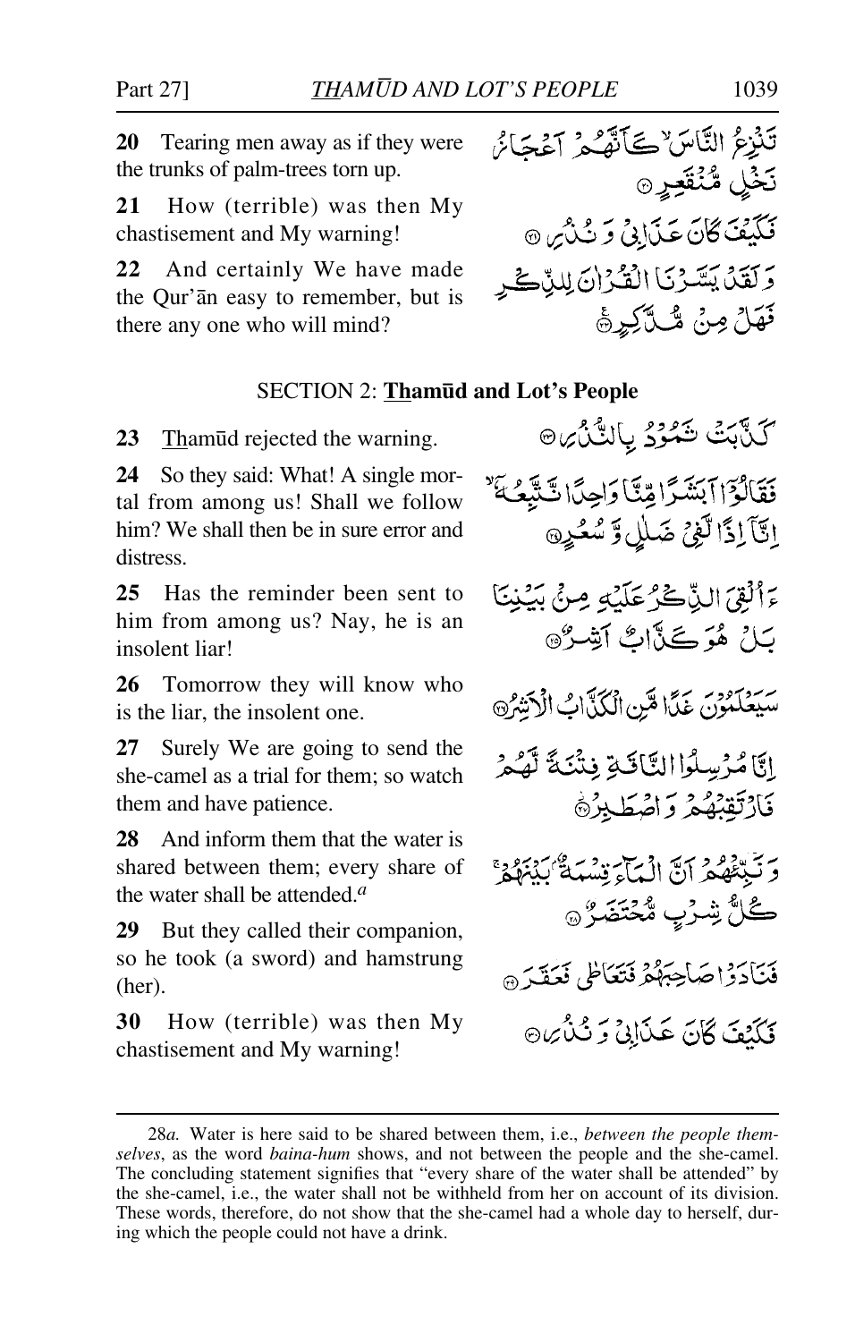**20** Tearing men away as if they were the trunks of palm-trees torn up.

تَنْزِعُ النَّاسَ ۙ كَأَنَّهُمْ أَعْجَازُ نَخْلٍ مُّنْقَعِرٍ ﴿٢٠﴾

**21** How (terrible) was then My chastisement and My warning!

فَكَيْفَ كَانَ عَذَابِي وَنُذُرِ ﴿٢١﴾

**22** And certainly We have made the Qur'ān easy to remember, but is there any one who will mind?

وَلَقَدْ يَسَّرْنَا الْقُرْآنَ لِلذِّكْرِ فَهَلْ مِنْ مُّدَّكِرٍ ﴿٢٢﴾

## SECTION 2: Thamūd and Lot's People

**23** Thamūd rejected the warning.

كَذَّبَتْ ثَمُودُ بِالنُّذُرِ ﴿٢٣﴾

**24** So they said: What! A single mortal from among us! Shall we follow him? We shall then be in sure error and distress.

فَقَالُوا أَبَشَرًا مِّنَّا وَاحِدًا نَّتَّبِعُهُ ۙ إِنَّا إِذًا لَّفِي ضَلَالٍ وَسُعُرٍ ﴿٢٤﴾

**25** Has the reminder been sent to him from among us? Nay, he is an insolent liar!

أَأُلْقِيَ الذِّكْرُ عَلَيْهِ مِنْ بَيْنِنَا بَلْ هُوَ كَذَّابٌ أَشِرٌ ﴿٢٥﴾

**26** Tomorrow they will know who is the liar, the insolent one.

سَيَعْلَمُونَ غَدًا مَّنِ الْكَذَّابُ الْأَشِرُ ﴿٢٦﴾

**27** Surely We are going to send the she-camel as a trial for them; so watch them and have patience.

إِنَّا مُرْسِلُو النَّاقَةِ فِتْنَةً لَّهُمْ فَارْتَقِبْهُمْ وَاصْطَبِرْ ﴿٢٧﴾

**28** And inform them that the water is shared between them; every share of the water shall be attended.[a]

وَنَبِّئْهُمْ أَنَّ الْمَاءَ قِسْمَةٌ بَيْنَهُمْ ۚ كُلُّ شِرْبٍ مُّحْتَضَرٌ ﴿٢٨﴾

**29** But they called their companion, so he took (a sword) and hamstrung (her).

فَنَادَوْا صَاحِبَهُمْ فَتَعَاطَىٰ فَعَقَرَ ﴿٢٩﴾

**30** How (terrible) was then My chastisement and My warning!

فَكَيْفَ كَانَ عَذَابِي وَنُذُرِ ﴿٣٠﴾

---

28*a.* Water is here said to be shared between them, i.e., *between the people themselves*, as the word *baina-hum* shows, and not between the people and the she-camel. The concluding statement signifies that "every share of the water shall be attended" by the she-camel, i.e., the water shall not be withheld from her on account of its division. These words, therefore, do not show that the she-camel had a whole day to herself, during which the people could not have a drink.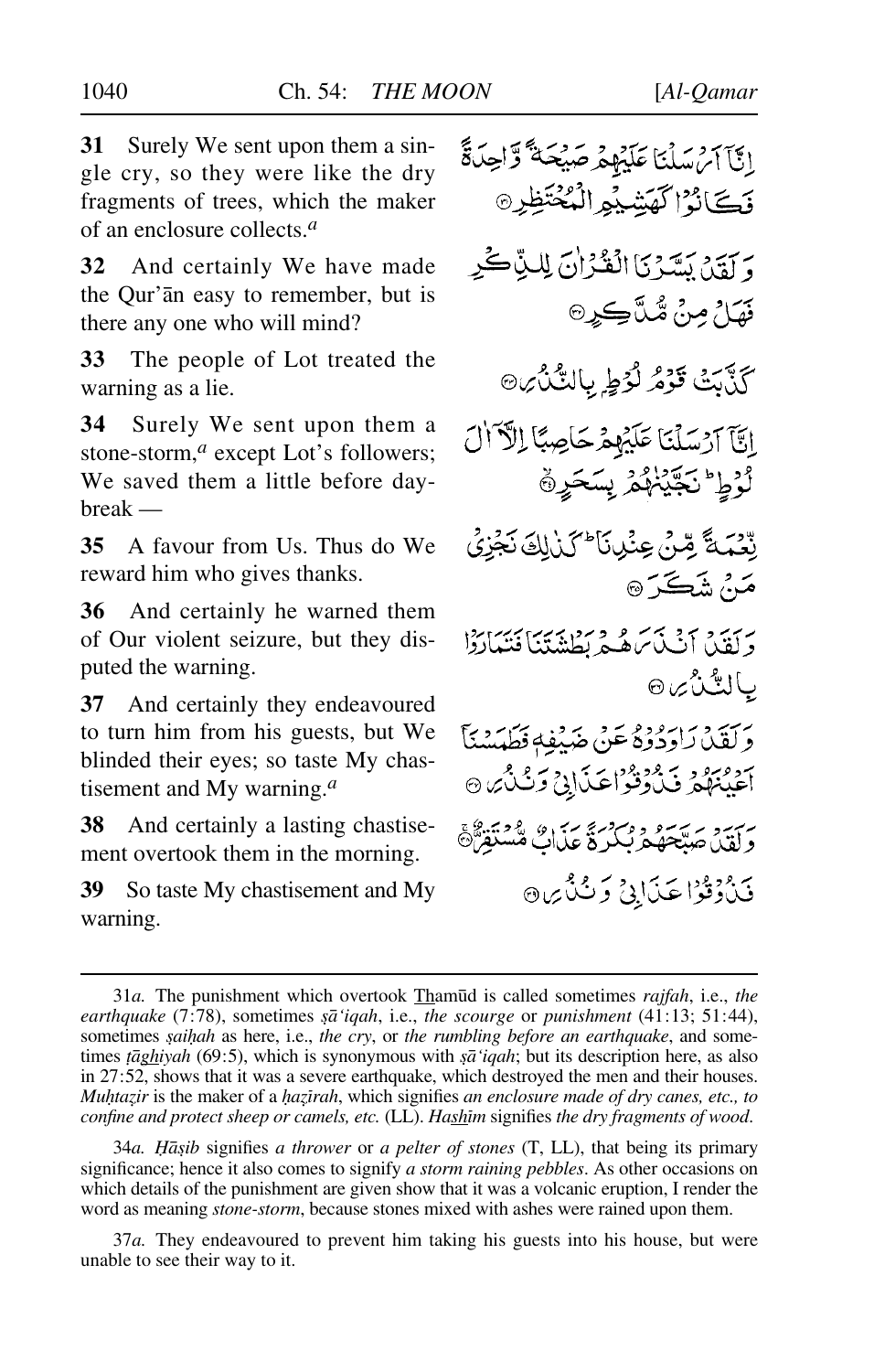**31** Surely We sent upon them a single cry, so they were like the dry fragments of trees, which the maker of an enclosure collects.[a]

إِنَّآ أَرْسَلْنَا عَلَيْهِمْ صَيْحَةً وَٰحِدَةً فَكَانُوا۟ كَهَشِيمِ ٱلْمُحْتَظِرِ ﴿٣١﴾

**32** And certainly We have made the Qur'ān easy to remember, but is there any one who will mind?

وَلَقَدْ يَسَّرْنَا ٱلْقُرْءَانَ لِلذِّكْرِ فَهَلْ مِن مُّدَّكِرٍ ﴿٣٢﴾

**33** The people of Lot treated the warning as a lie.

كَذَّبَتْ قَوْمُ لُوطٍۭ بِٱلنُّذُرِ ﴿٣٣﴾

**34** Surely We sent upon them a stone-storm,[a] except Lot's followers; We saved them a little before daybreak —

إِنَّآ أَرْسَلْنَا عَلَيْهِمْ حَاصِبًا إِلَّآ ءَالَ لُوطٍ ۖ نَّجَّيْنَٰهُم بِسَحَرٍ ﴿٣٤﴾

**35** A favour from Us. Thus do We reward him who gives thanks.

نِّعْمَةً مِّنْ عِندِنَا ۚ كَذَٰلِكَ نَجْزِى مَن شَكَرَ ﴿٣٥﴾

**36** And certainly he warned them of Our violent seizure, but they disputed the warning.

وَلَقَدْ أَنذَرَهُم بَطْشَتَنَا فَتَمَارَوْا۟ بِٱلنُّذُرِ ﴿٣٦﴾

**37** And certainly they endeavoured to turn him from his guests, but We blinded their eyes; so taste My chastisement and My warning.[a]

وَلَقَدْ رَٰوَدُوهُ عَن ضَيْفِهِۦ فَطَمَسْنَآ أَعْيُنَهُمْ فَذُوقُوا۟ عَذَابِى وَنُذُرِ ﴿٣٧﴾

**38** And certainly a lasting chastisement overtook them in the morning.

وَلَقَدْ صَبَّحَهُم بُكْرَةً عَذَابٌ مُّسْتَقِرٌّ ﴿٣٨﴾

**39** So taste My chastisement and My warning.

فَذُوقُوا۟ عَذَابِى وَنُذُرِ ﴿٣٩﴾

---

31*a.* The punishment which overtook Thamūd is called sometimes *rajfah*, i.e., *the earthquake* (7:78), sometimes *ṣā'iqah*, i.e., *the scourge* or *punishment* (41:13; 51:44), sometimes *ṣaiḥah* as here, i.e., *the cry*, or *the rumbling before an earthquake*, and sometimes *ṭāghiyah* (69:5), which is synonymous with *ṣā'iqah*; but its description here, as also in 27:52, shows that it was a severe earthquake, which destroyed the men and their houses. *Muḥtaẓir* is the maker of a *ḥaẓīrah*, which signifies *an enclosure made of dry canes, etc., to confine and protect sheep or camels, etc.* (LL). *Hashīm* signifies *the dry fragments of wood*.

34*a.* *Ḥāṣib* signifies *a thrower* or *a pelter of stones* (T, LL), that being its primary significance; hence it also comes to signify *a storm raining pebbles*. As other occasions on which details of the punishment are given show that it was a volcanic eruption, I render the word as meaning *stone-storm*, because stones mixed with ashes were rained upon them.

37*a.* They endeavoured to prevent him taking his guests into his house, but were unable to see their way to it.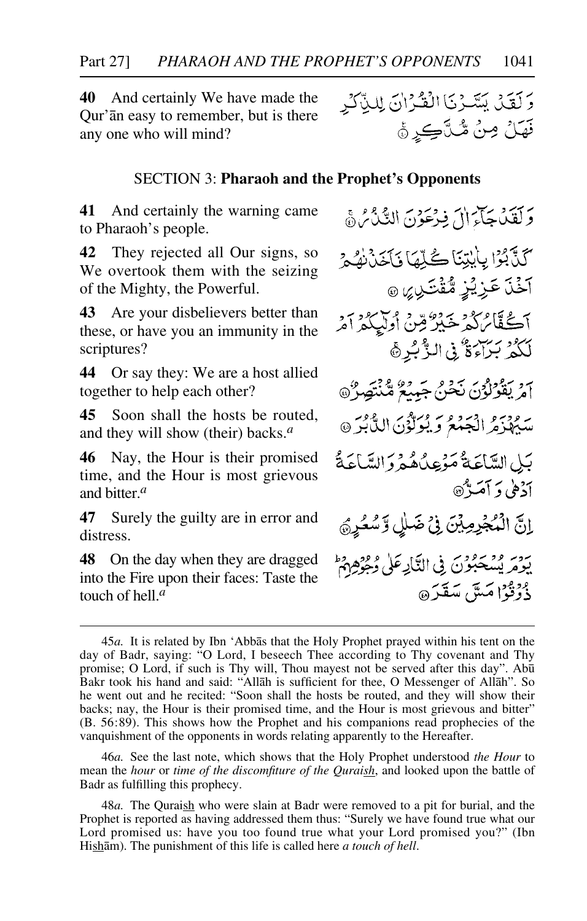**40** And certainly We have made the Qur'ān easy to remember, but is there any one who will mind?

وَ لَقَدۡ یَسَّرۡنَا الۡقُرۡاٰنَ لِلذِّکۡرِ فَہَلۡ مِنۡ مُّدَّکِرٍ ﴿۴۰﴾

## SECTION 3: **Pharaoh and the Prophet's Opponents**

**41** And certainly the warning came to Pharaoh's people.

وَ لَقَدۡ جَآءَ اٰلَ فِرۡعَوۡنَ النُّذُرُ ﴿ۚ۴۱﴾

**42** They rejected all Our signs, so We overtook them with the seizing of the Mighty, the Powerful.

کَذَّبُوۡا بِاٰیٰتِنَا کُلِّہَا فَاَخَذۡنٰہُمۡ اَخۡذَ عَزِیۡزٍ مُّقۡتَدِرٍ ﴿۴۲﴾

**43** Are your disbelievers better than these, or have you an immunity in the scriptures?

اَکُفَّارُکُمۡ خَیۡرٌ مِّنۡ اُولٰٓئِکُمۡ اَمۡ لَکُمۡ بَرَآءَۃٌ فِی الزُّبُرِ ﴿ۚ۴۳﴾

**44** Or say they: We are a host allied together to help each other?

اَمۡ یَقُوۡلُوۡنَ نَحۡنُ جَمِیۡعٌ مُّنۡتَصِرٌ ﴿۴۴﴾

**45** Soon shall the hosts be routed, and they will show (their) backs.[a]

سَیُہۡزَمُ الۡجَمۡعُ وَ یُوَلُّوۡنَ الدُّبُرَ ﴿۴۵﴾

**46** Nay, the Hour is their promised time, and the Hour is most grievous and bitter.[a]

بَلِ السَّاعَۃُ مَوۡعِدُہُمۡ وَ السَّاعَۃُ اَدۡہٰی وَ اَمَرُّ ﴿۴۶﴾

**47** Surely the guilty are in error and distress.

اِنَّ الۡمُجۡرِمِیۡنَ فِیۡ ضَلٰلٍ وَّ سُعُرٍ ﴿ۘ۴۷﴾

**48** On the day when they are dragged into the Fire upon their faces: Taste the touch of hell.[a]

یَوۡمَ یُسۡحَبُوۡنَ فِی النَّارِ عَلٰی وُجُوۡہِہِمۡ ؕ ذُوۡقُوۡا مَسَّ سَقَرَ ﴿۴۸﴾

---

45*a.* It is related by Ibn 'Abbās that the Holy Prophet prayed within his tent on the day of Badr, saying: "O Lord, I beseech Thee according to Thy covenant and Thy promise; O Lord, if such is Thy will, Thou mayest not be served after this day". Abū Bakr took his hand and said: "Allāh is sufficient for thee, O Messenger of Allāh". So he went out and he recited: "Soon shall the hosts be routed, and they will show their backs; nay, the Hour is their promised time, and the Hour is most grievous and bitter" (B. 56:89). This shows how the Prophet and his companions read prophecies of the vanquishment of the opponents in words relating apparently to the Hereafter.

46*a.* See the last note, which shows that the Holy Prophet understood *the Hour* to mean the *hour* or *time of the discomfiture of the Quraish*, and looked upon the battle of Badr as fulfilling this prophecy.

48*a.* The Quraish who were slain at Badr were removed to a pit for burial, and the Prophet is reported as having addressed them thus: "Surely we have found true what our Lord promised us: have you too found true what your Lord promised you?" (Ibn Hishām). The punishment of this life is called here *a touch of hell*.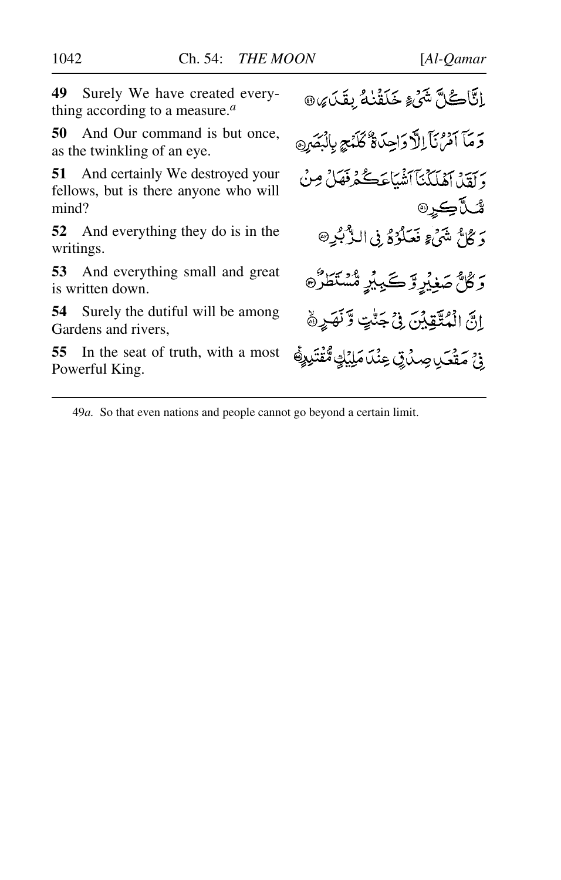**49** Surely We have created everything according to a measure.[a]

إِنَّا كُلَّ شَيْءٍ خَلَقْنَٰهُ بِقَدَرٍ ﴿٤٩﴾

**50** And Our command is but once, as the twinkling of an eye.

وَمَآ أَمْرُنَآ إِلَّا وَٰحِدَةٌ كَلَمْحٍۭ بِٱلْبَصَرِ ﴿٥٠﴾

**51** And certainly We destroyed your fellows, but is there anyone who will mind?

وَلَقَدْ أَهْلَكْنَآ أَشْيَاعَكُمْ فَهَلْ مِن مُّدَّكِرٍ ﴿٥١﴾

**52** And everything they do is in the writings.

وَكُلُّ شَيْءٍ فَعَلُوهُ فِى ٱلزُّبُرِ ﴿٥٢﴾

**53** And everything small and great is written down.

وَكُلُّ صَغِيرٍ وَكَبِيرٍ مُّسْتَطَرٌ ﴿٥٣﴾

**54** Surely the dutiful will be among Gardens and rivers,

إِنَّ ٱلْمُتَّقِينَ فِى جَنَّٰتٍ وَنَهَرٍ ﴿٥٤﴾

**55** In the seat of truth, with a most Powerful King.

فِى مَقْعَدِ صِدْقٍ عِندَ مَلِيكٍ مُّقْتَدِرٍۭ ﴿٥٥﴾

---

49*a.* So that even nations and people cannot go beyond a certain limit.